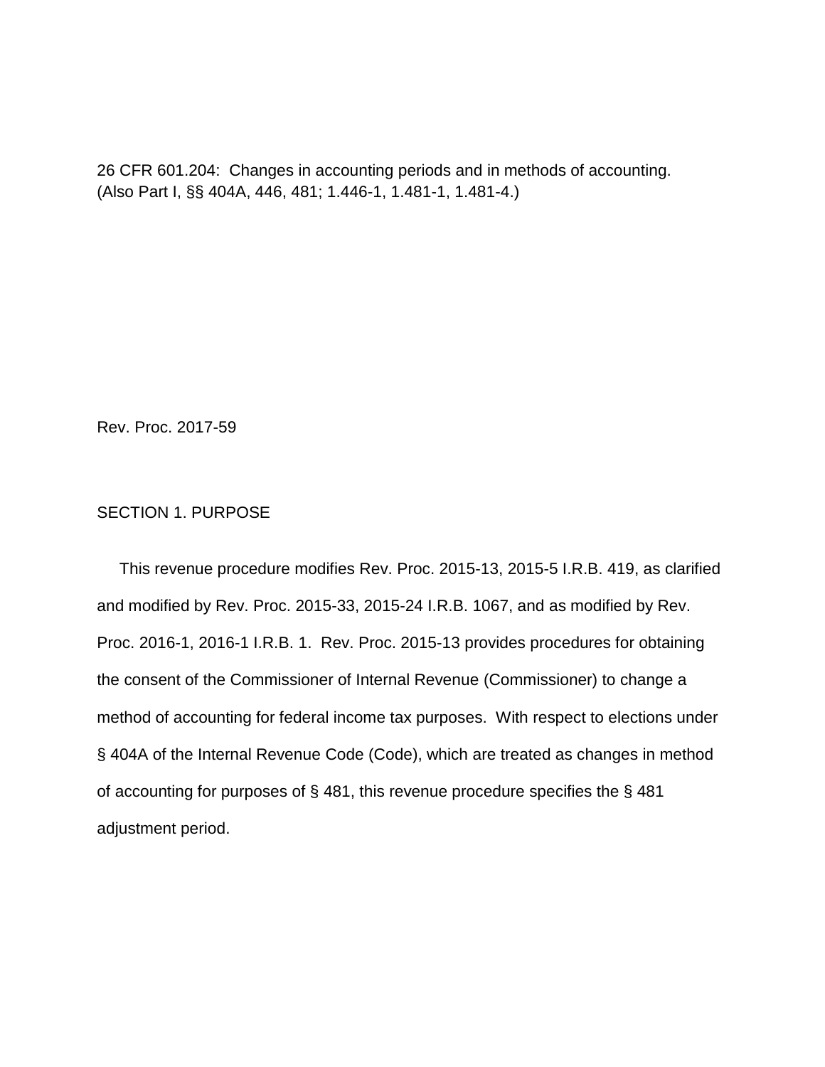26 CFR 601.204: Changes in accounting periods and in methods of accounting.
(Also Part I, §§ 404A, 446, 481; 1.446-1, 1.481-1, 1.481-4.)

Rev. Proc. 2017-59

## SECTION 1. PURPOSE

This revenue procedure modifies Rev. Proc. 2015-13, 2015-5 I.R.B. 419, as clarified and modified by Rev. Proc. 2015-33, 2015-24 I.R.B. 1067, and as modified by Rev. Proc. 2016-1, 2016-1 I.R.B. 1. Rev. Proc. 2015-13 provides procedures for obtaining the consent of the Commissioner of Internal Revenue (Commissioner) to change a method of accounting for federal income tax purposes. With respect to elections under § 404A of the Internal Revenue Code (Code), which are treated as changes in method of accounting for purposes of § 481, this revenue procedure specifies the § 481 adjustment period.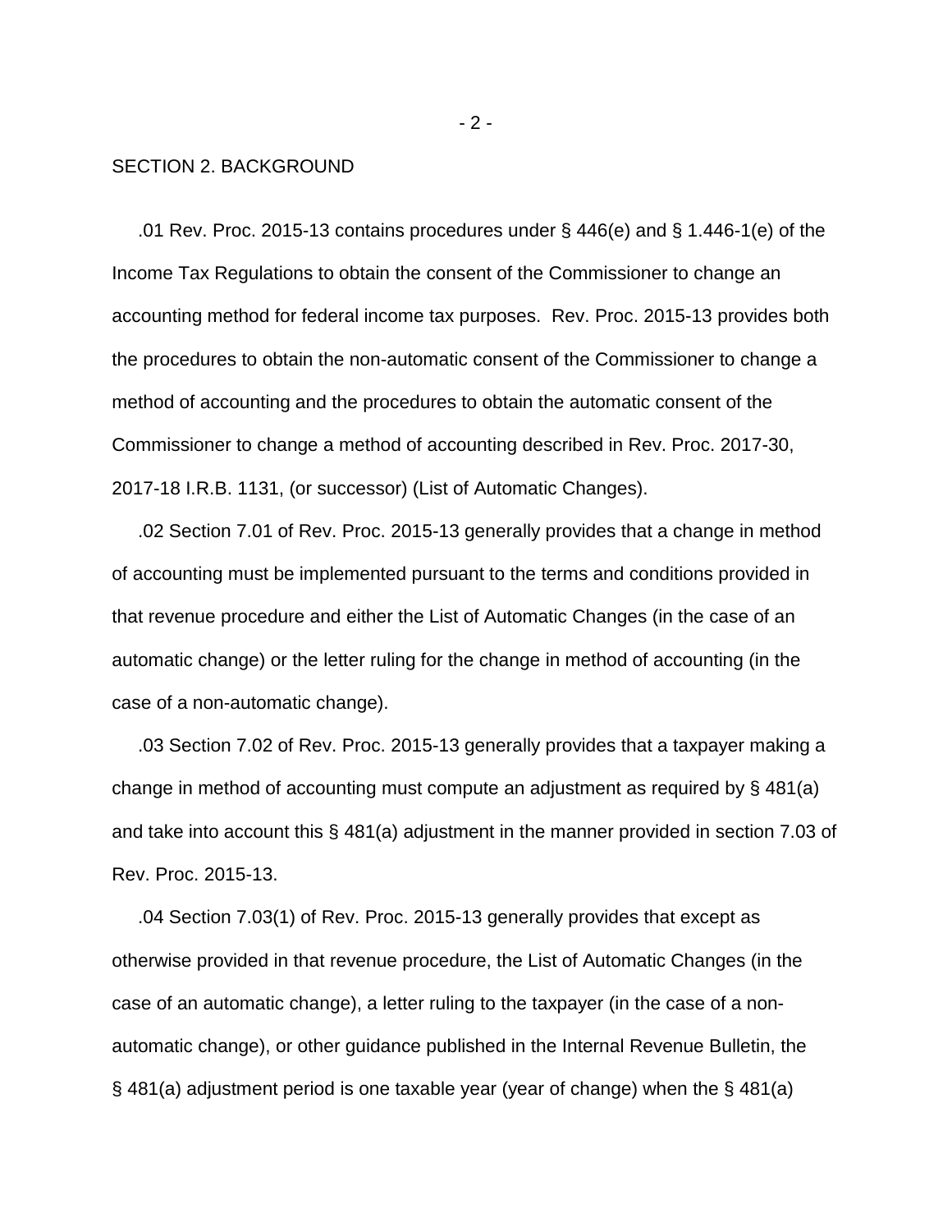SECTION 2. BACKGROUND

.01 Rev. Proc. 2015-13 contains procedures under § 446(e) and § 1.446-1(e) of the Income Tax Regulations to obtain the consent of the Commissioner to change an accounting method for federal income tax purposes. Rev. Proc. 2015-13 provides both the procedures to obtain the non-automatic consent of the Commissioner to change a method of accounting and the procedures to obtain the automatic consent of the Commissioner to change a method of accounting described in Rev. Proc. 2017-30, 2017-18 I.R.B. 1131, (or successor) (List of Automatic Changes).

.02 Section 7.01 of Rev. Proc. 2015-13 generally provides that a change in method of accounting must be implemented pursuant to the terms and conditions provided in that revenue procedure and either the List of Automatic Changes (in the case of an automatic change) or the letter ruling for the change in method of accounting (in the case of a non-automatic change).

.03 Section 7.02 of Rev. Proc. 2015-13 generally provides that a taxpayer making a change in method of accounting must compute an adjustment as required by § 481(a) and take into account this § 481(a) adjustment in the manner provided in section 7.03 of Rev. Proc. 2015-13.

.04 Section 7.03(1) of Rev. Proc. 2015-13 generally provides that except as otherwise provided in that revenue procedure, the List of Automatic Changes (in the case of an automatic change), a letter ruling to the taxpayer (in the case of a non-automatic change), or other guidance published in the Internal Revenue Bulletin, the § 481(a) adjustment period is one taxable year (year of change) when the § 481(a)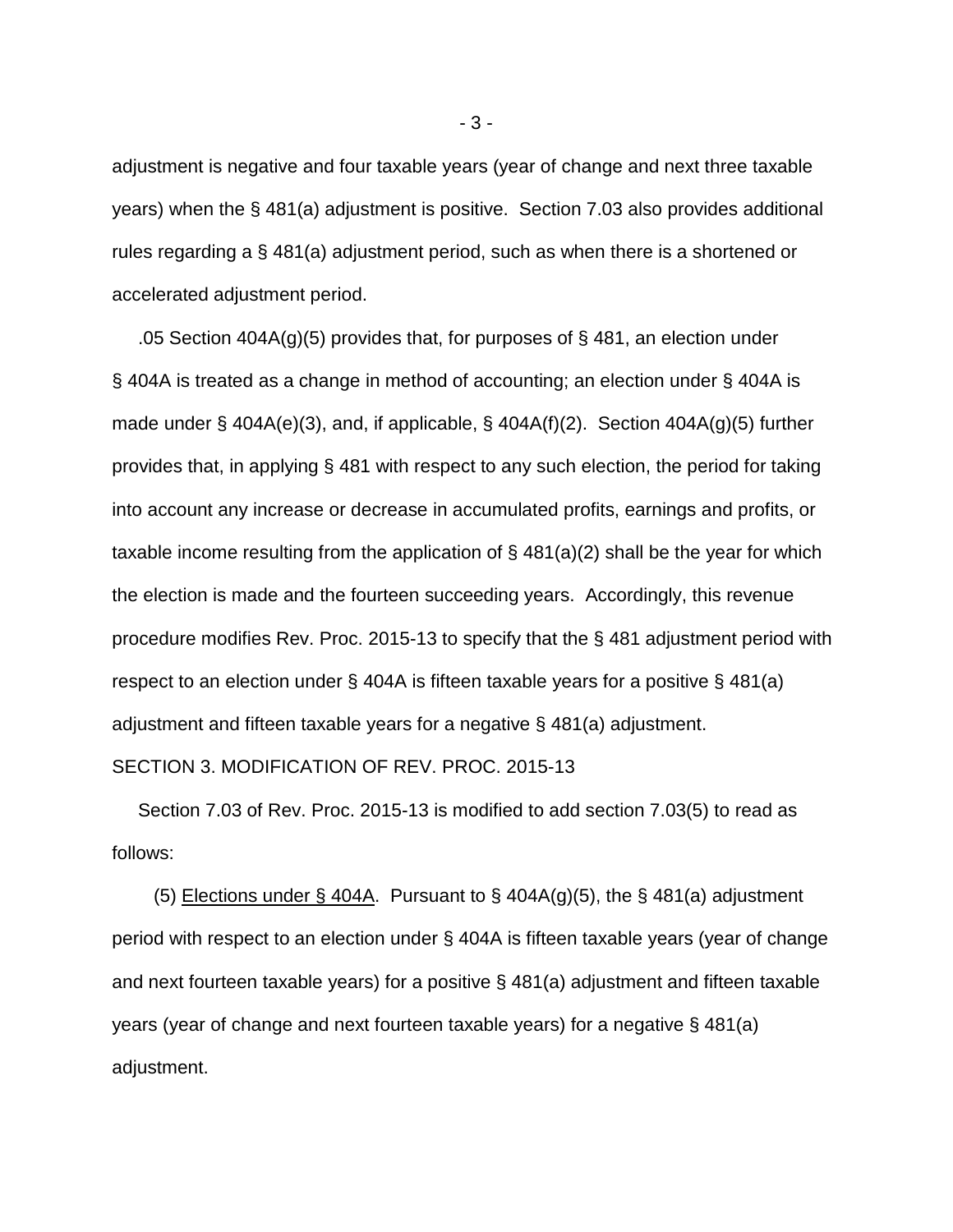adjustment is negative and four taxable years (year of change and next three taxable years) when the § 481(a) adjustment is positive. Section 7.03 also provides additional rules regarding a § 481(a) adjustment period, such as when there is a shortened or accelerated adjustment period.

.05 Section 404A(g)(5) provides that, for purposes of § 481, an election under § 404A is treated as a change in method of accounting; an election under § 404A is made under § 404A(e)(3), and, if applicable, § 404A(f)(2). Section 404A(g)(5) further provides that, in applying § 481 with respect to any such election, the period for taking into account any increase or decrease in accumulated profits, earnings and profits, or taxable income resulting from the application of § 481(a)(2) shall be the year for which the election is made and the fourteen succeeding years. Accordingly, this revenue procedure modifies Rev. Proc. 2015-13 to specify that the § 481 adjustment period with respect to an election under § 404A is fifteen taxable years for a positive § 481(a) adjustment and fifteen taxable years for a negative § 481(a) adjustment.

SECTION 3. MODIFICATION OF REV. PROC. 2015-13

Section 7.03 of Rev. Proc. 2015-13 is modified to add section 7.03(5) to read as follows:

(5) <u>Elections under § 404A</u>. Pursuant to § 404A(g)(5), the § 481(a) adjustment period with respect to an election under § 404A is fifteen taxable years (year of change and next fourteen taxable years) for a positive § 481(a) adjustment and fifteen taxable years (year of change and next fourteen taxable years) for a negative § 481(a) adjustment.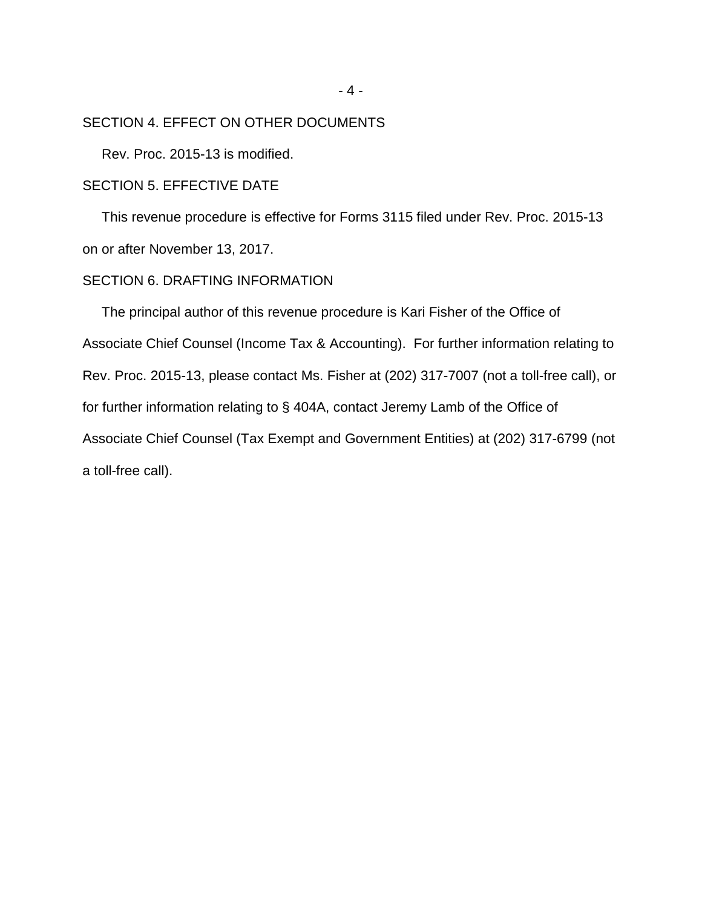## SECTION 4. EFFECT ON OTHER DOCUMENTS

Rev. Proc. 2015-13 is modified.

## SECTION 5. EFFECTIVE DATE

This revenue procedure is effective for Forms 3115 filed under Rev. Proc. 2015-13 on or after November 13, 2017.

## SECTION 6. DRAFTING INFORMATION

The principal author of this revenue procedure is Kari Fisher of the Office of Associate Chief Counsel (Income Tax & Accounting). For further information relating to Rev. Proc. 2015-13, please contact Ms. Fisher at (202) 317-7007 (not a toll-free call), or for further information relating to § 404A, contact Jeremy Lamb of the Office of Associate Chief Counsel (Tax Exempt and Government Entities) at (202) 317-6799 (not a toll-free call).